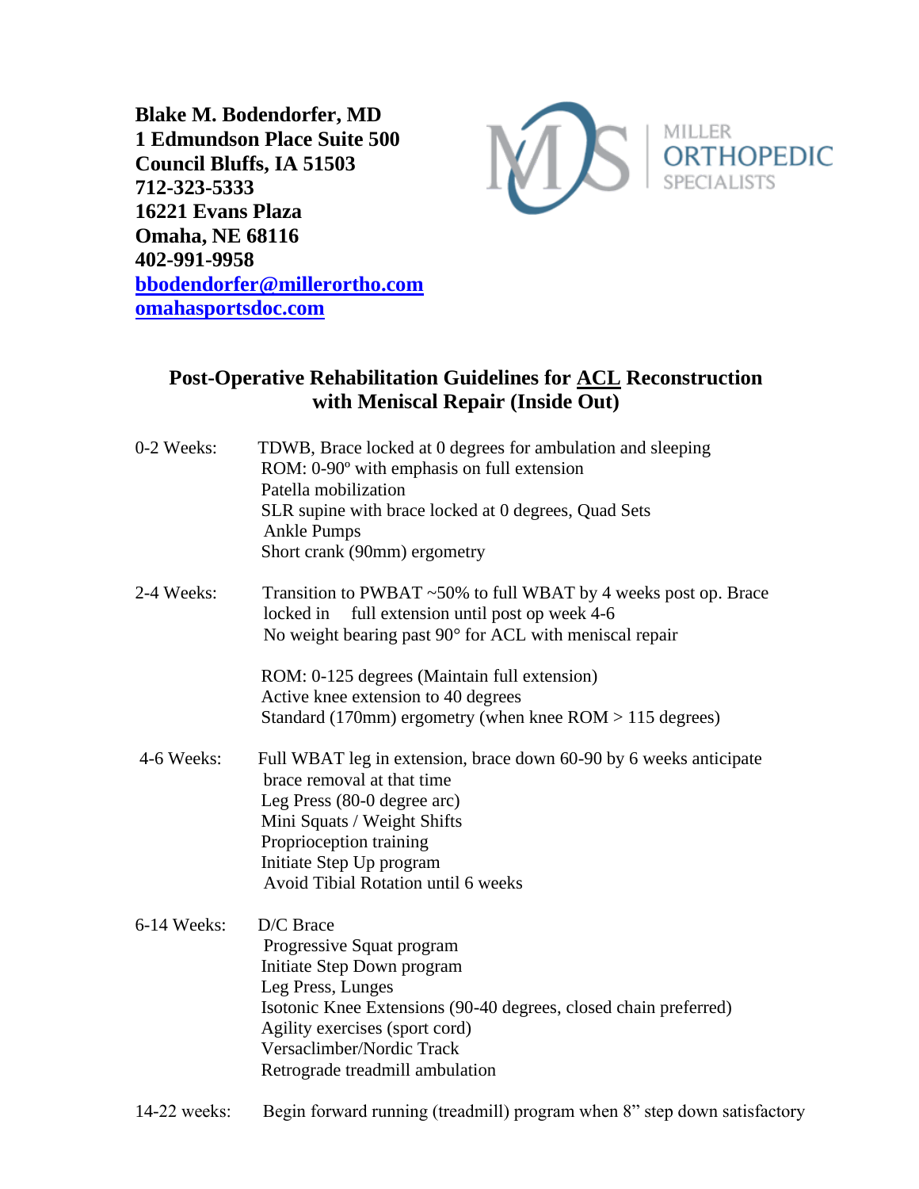**Blake M. Bodendorfer, MD**
**1 Edmundson Place Suite 500**
**Council Bluffs, IA 51503**
**712-323-5333**
**16221 Evans Plaza**
**Omaha, NE 68116**
**402-991-9958**
**[bbodendorfer@millerortho.com](mailto:bbodendorfer@millerortho.com)**
**[omahasportsdoc.com](http://omahasportsdoc.com)**

MILLER ORTHOPEDIC SPECIALISTS

## Post-Operative Rehabilitation Guidelines for <u>ACL</u> Reconstruction with Meniscal Repair (Inside Out)

**0-2 Weeks:**
- TDWB, Brace locked at 0 degrees for ambulation and sleeping
- ROM: 0-90º with emphasis on full extension
- Patella mobilization
- SLR supine with brace locked at 0 degrees, Quad Sets
- Ankle Pumps
- Short crank (90mm) ergometry

**2-4 Weeks:**
- Transition to PWBAT ~50% to full WBAT by 4 weeks post op. Brace locked in full extension until post op week 4-6
- No weight bearing past 90° for ACL with meniscal repair
- ROM: 0-125 degrees (Maintain full extension)
- Active knee extension to 40 degrees
- Standard (170mm) ergometry (when knee ROM > 115 degrees)

**4-6 Weeks:**
- Full WBAT leg in extension, brace down 60-90 by 6 weeks anticipate brace removal at that time
- Leg Press (80-0 degree arc)
- Mini Squats / Weight Shifts
- Proprioception training
- Initiate Step Up program
- Avoid Tibial Rotation until 6 weeks

**6-14 Weeks:**
- D/C Brace
- Progressive Squat program
- Initiate Step Down program
- Leg Press, Lunges
- Isotonic Knee Extensions (90-40 degrees, closed chain preferred)
- Agility exercises (sport cord)
- Versaclimber/Nordic Track
- Retrograde treadmill ambulation

**14-22 weeks:**
- Begin forward running (treadmill) program when 8" step down satisfactory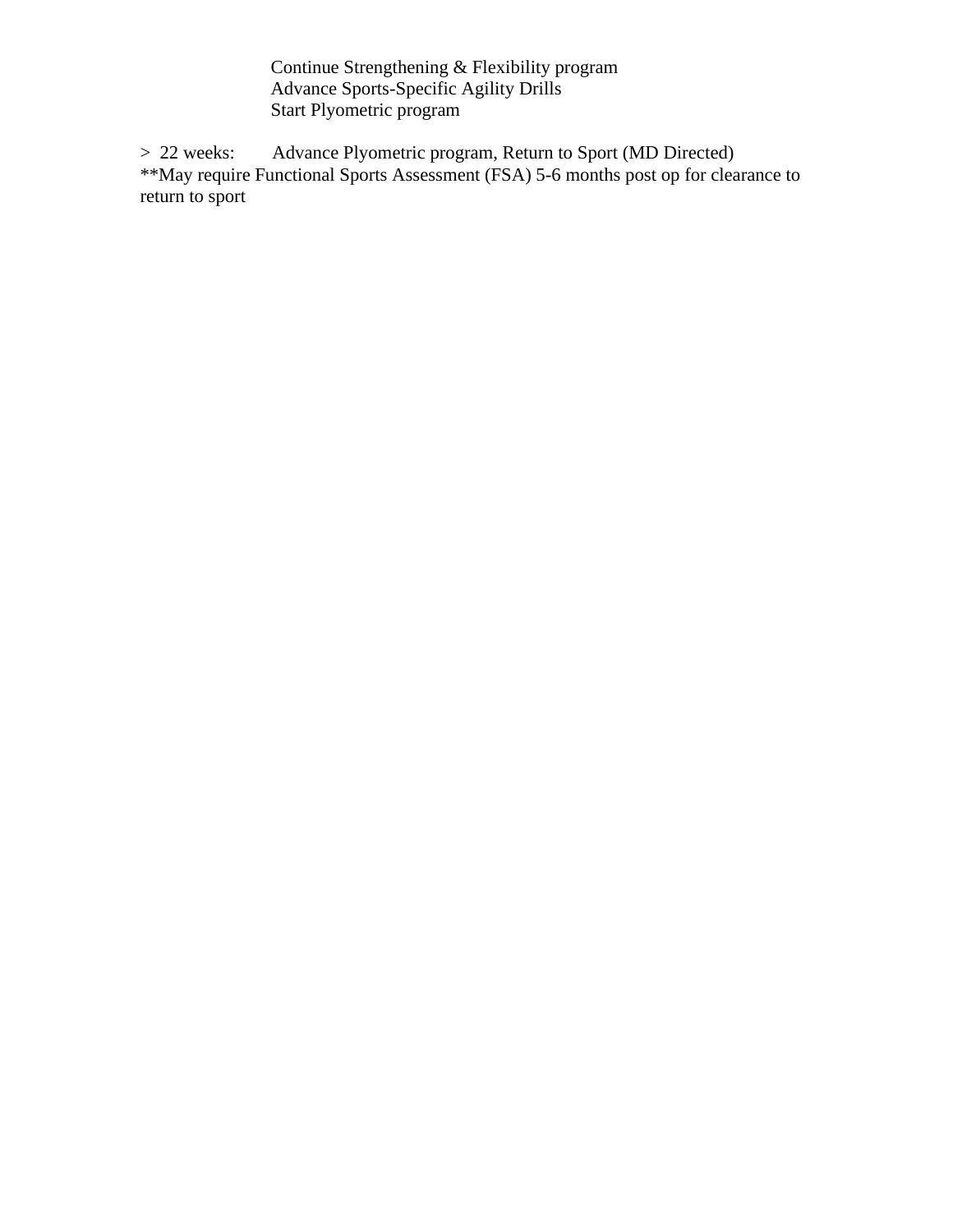Continue Strengthening & Flexibility program
Advance Sports-Specific Agility Drills
Start Plyometric program

> 22 weeks: Advance Plyometric program, Return to Sport (MD Directed)
**May require Functional Sports Assessment (FSA) 5-6 months post op for clearance to return to sport